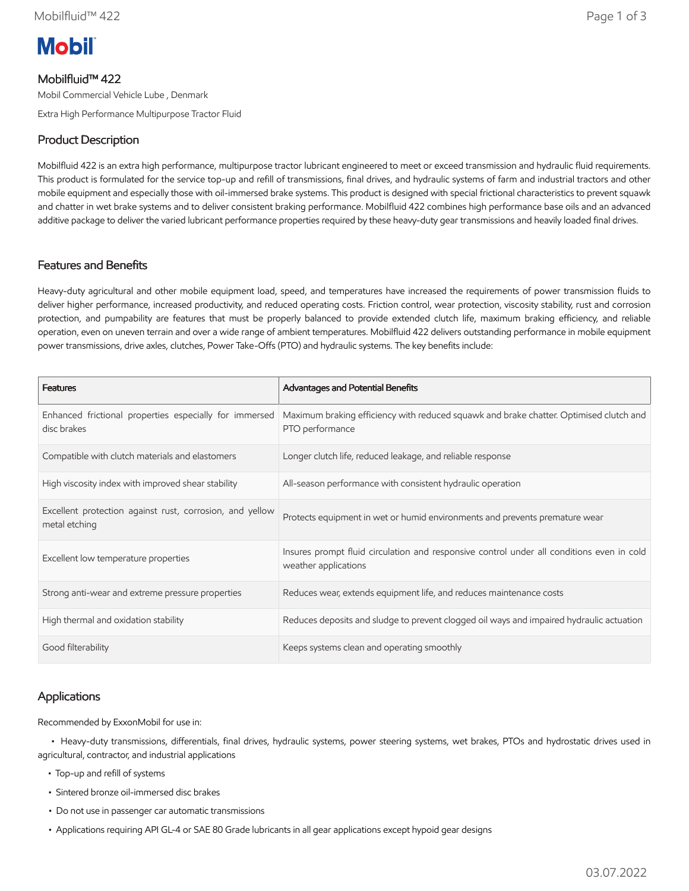Mobil

# Mobilfluid™ 422

Mobil Commercial Vehicle Lube , Denmark

Extra High Performance Multipurpose Tractor Fluid

## Product Description

Mobilfluid 422 is an extra high performance, multipurpose tractor lubricant engineered to meet or exceed transmission and hydraulic fluid requirements. This product is formulated for the service top-up and refill of transmissions, final drives, and hydraulic systems of farm and industrial tractors and other mobile equipment and especially those with oil-immersed brake systems. This product is designed with special frictional characteristics to prevent squawk and chatter in wet brake systems and to deliver consistent braking performance. Mobilfluid 422 combines high performance base oils and an advanced additive package to deliver the varied lubricant performance properties required by these heavy-duty gear transmissions and heavily loaded final drives.

## Features and Benefits

Heavy-duty agricultural and other mobile equipment load, speed, and temperatures have increased the requirements of power transmission fluids to deliver higher performance, increased productivity, and reduced operating costs. Friction control, wear protection, viscosity stability, rust and corrosion protection, and pumpability are features that must be properly balanced to provide extended clutch life, maximum braking efficiency, and reliable operation, even on uneven terrain and over a wide range of ambient temperatures. Mobilfluid 422 delivers outstanding performance in mobile equipment power transmissions, drive axles, clutches, Power Take-Offs (PTO) and hydraulic systems. The key benefits include:

| Features | Advantages and Potential Benefits |
|---|---|
| Enhanced frictional properties especially for immersed disc brakes | Maximum braking efficiency with reduced squawk and brake chatter. Optimised clutch and PTO performance |
| Compatible with clutch materials and elastomers | Longer clutch life, reduced leakage, and reliable response |
| High viscosity index with improved shear stability | All-season performance with consistent hydraulic operation |
| Excellent protection against rust, corrosion, and yellow metal etching | Protects equipment in wet or humid environments and prevents premature wear |
| Excellent low temperature properties | Insures prompt fluid circulation and responsive control under all conditions even in cold weather applications |
| Strong anti-wear and extreme pressure properties | Reduces wear, extends equipment life, and reduces maintenance costs |
| High thermal and oxidation stability | Reduces deposits and sludge to prevent clogged oil ways and impaired hydraulic actuation |
| Good filterability | Keeps systems clean and operating smoothly |

## Applications

Recommended by ExxonMobil for use in:

- Heavy-duty transmissions, differentials, final drives, hydraulic systems, power steering systems, wet brakes, PTOs and hydrostatic drives used in agricultural, contractor, and industrial applications
- Top-up and refill of systems
- Sintered bronze oil-immersed disc brakes
- Do not use in passenger car automatic transmissions
- Applications requiring API GL-4 or SAE 80 Grade lubricants in all gear applications except hypoid gear designs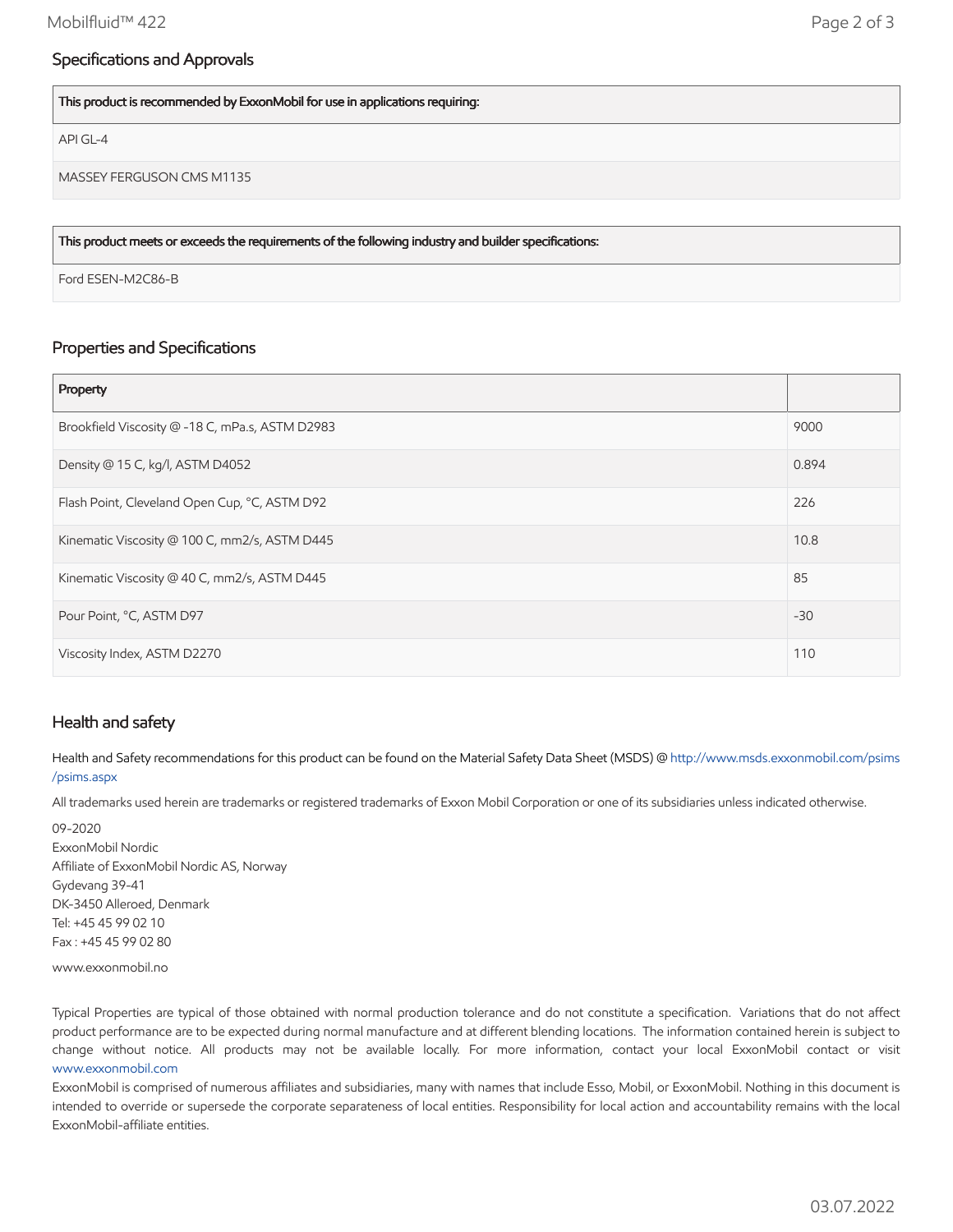## Specifications and Approvals

| This product is recommended by ExxonMobil for use in applications requiring: |
| --- |
| API GL-4 |
| MASSEY FERGUSON CMS M1135 |

| This product meets or exceeds the requirements of the following industry and builder specifications: |
| --- |
| Ford ESEN-M2C86-B |

## Properties and Specifications

| Property | |
| --- | --- |
| Brookfield Viscosity @ -18 C, mPa.s, ASTM D2983 | 9000 |
| Density @ 15 C, kg/l, ASTM D4052 | 0.894 |
| Flash Point, Cleveland Open Cup, °C, ASTM D92 | 226 |
| Kinematic Viscosity @ 100 C, mm2/s, ASTM D445 | 10.8 |
| Kinematic Viscosity @ 40 C, mm2/s, ASTM D445 | 85 |
| Pour Point, °C, ASTM D97 | -30 |
| Viscosity Index, ASTM D2270 | 110 |

## Health and safety

Health and Safety recommendations for this product can be found on the Material Safety Data Sheet (MSDS) @ http://www.msds.exxonmobil.com/psims/psims.aspx

All trademarks used herein are trademarks or registered trademarks of Exxon Mobil Corporation or one of its subsidiaries unless indicated otherwise.

09-2020
ExxonMobil Nordic
Affiliate of ExxonMobil Nordic AS, Norway
Gydevang 39-41
DK-3450 Alleroed, Denmark
Tel: +45 45 99 02 10
Fax : +45 45 99 02 80

www.exxonmobil.no

Typical Properties are typical of those obtained with normal production tolerance and do not constitute a specification. Variations that do not affect product performance are to be expected during normal manufacture and at different blending locations. The information contained herein is subject to change without notice. All products may not be available locally. For more information, contact your local ExxonMobil contact or visit www.exxonmobil.com

ExxonMobil is comprised of numerous affiliates and subsidiaries, many with names that include Esso, Mobil, or ExxonMobil. Nothing in this document is intended to override or supersede the corporate separateness of local entities. Responsibility for local action and accountability remains with the local ExxonMobil-affiliate entities.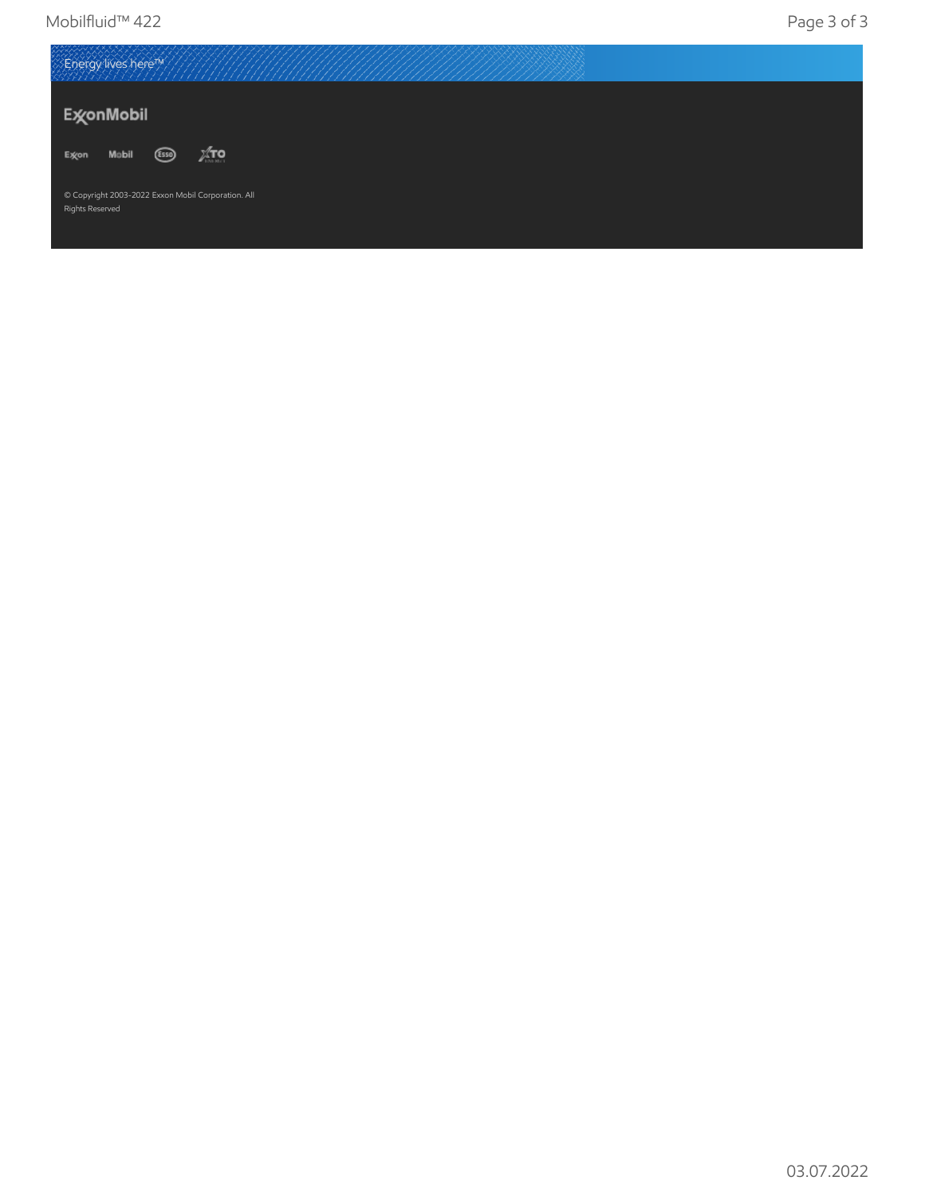Energy lives here™

ExxonMobil

Exxon Mobil Esso XTO

© Copyright 2003-2022 Exxon Mobil Corporation. All Rights Reserved